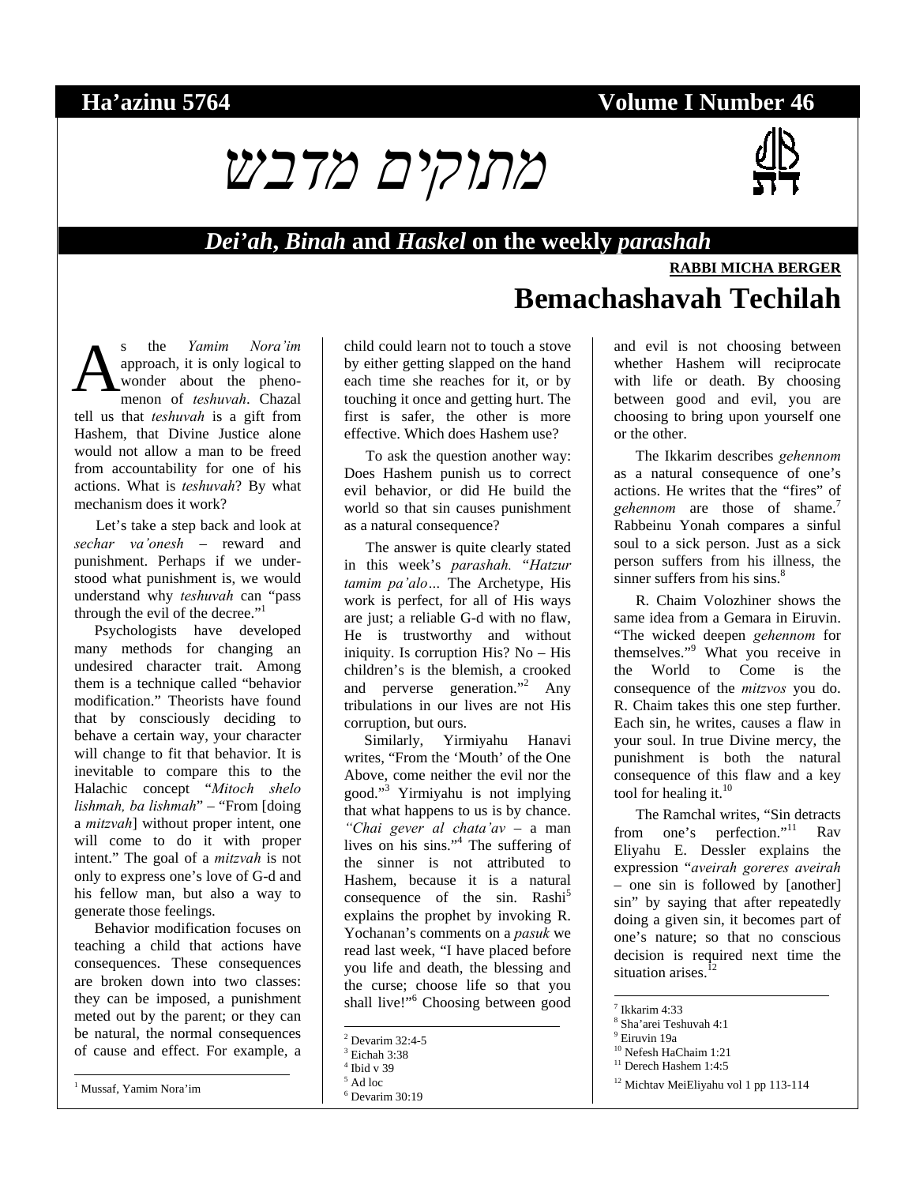**Ha'azinu 5764** **Volume I Number 46**

# מתוקים מדבש

## *Dei'ah*, *Binah* and *Haskel* on the weekly *parashah*

**RABBI MICHA BERGER**

# Bemachashavah Techilah

As the *Yamim Nora'im* approach, it is only logical to wonder about the phenomenon of *teshuvah*. Chazal tell us that *teshuvah* is a gift from Hashem, that Divine Justice alone would not allow a man to be freed from accountability for one of his actions. What is *teshuvah*? By what mechanism does it work?

Let's take a step back and look at *sechar va'onesh* – reward and punishment. Perhaps if we understood what punishment is, we would understand why *teshuvah* can "pass through the evil of the decree."[1]

Psychologists have developed many methods for changing an undesired character trait. Among them is a technique called "behavior modification." Theorists have found that by consciously deciding to behave a certain way, your character will change to fit that behavior. It is inevitable to compare this to the Halachic concept "*Mitoch shelo lishmah, ba lishmah*" – "From [doing a *mitzvah*] without proper intent, one will come to do it with proper intent." The goal of a *mitzvah* is not only to express one's love of G-d and his fellow man, but also a way to generate those feelings.

Behavior modification focuses on teaching a child that actions have consequences. These consequences are broken down into two classes: they can be imposed, a punishment meted out by the parent; or they can be natural, the normal consequences of cause and effect. For example, a child could learn not to touch a stove by either getting slapped on the hand each time she reaches for it, or by touching it once and getting hurt. The first is safer, the other is more effective. Which does Hashem use?

To ask the question another way: Does Hashem punish us to correct evil behavior, or did He build the world so that sin causes punishment as a natural consequence?

The answer is quite clearly stated in this week's *parashah. "Hatzur tamim pa'alo…* The Archetype, His work is perfect, for all of His ways are just; a reliable G-d with no flaw, He is trustworthy and without iniquity. Is corruption His? No – His children's is the blemish, a crooked and perverse generation."[2] Any tribulations in our lives are not His corruption, but ours.

Similarly, Yirmiyahu Hanavi writes, "From the 'Mouth' of the One Above, come neither the evil nor the good."[3] Yirmiyahu is not implying that what happens to us is by chance. *"Chai gever al chata'av* – a man lives on his sins."[4] The suffering of the sinner is not attributed to Hashem, because it is a natural consequence of the sin. Rashi[5] explains the prophet by invoking R. Yochanan's comments on a *pasuk* we read last week, "I have placed before you life and death, the blessing and the curse; choose life so that you shall live!"[6] Choosing between good and evil is not choosing between whether Hashem will reciprocate with life or death. By choosing between good and evil, you are choosing to bring upon yourself one or the other.

The Ikkarim describes *gehennom* as a natural consequence of one's actions. He writes that the "fires" of *gehennom* are those of shame.[7] Rabbeinu Yonah compares a sinful soul to a sick person. Just as a sick person suffers from his illness, the sinner suffers from his sins.[8]

R. Chaim Volozhiner shows the same idea from a Gemara in Eiruvin. "The wicked deepen *gehennom* for themselves."[9] What you receive in the World to Come is the consequence of the *mitzvos* you do. R. Chaim takes this one step further. Each sin, he writes, causes a flaw in your soul. In true Divine mercy, the punishment is both the natural consequence of this flaw and a key tool for healing it.[10]

The Ramchal writes, "Sin detracts from one's perfection."[11] Rav Eliyahu E. Dessler explains the expression "*aveirah goreres aveirah* – one sin is followed by [another] sin" by saying that after repeatedly doing a given sin, it becomes part of one's nature; so that no conscious decision is required next time the situation arises.[12]

---

[1] Mussaf, Yamim Nora'im
[2] Devarim 32:4-5
[3] Eichah 3:38
[4] Ibid v 39
[5] Ad loc
[6] Devarim 30:19
[7] Ikkarim 4:33
[8] Sha'arei Teshuvah 4:1
[9] Eiruvin 19a
[10] Nefesh HaChaim 1:21
[11] Derech Hashem 1:4:5
[12] Michtav MeiEliyahu vol 1 pp 113-114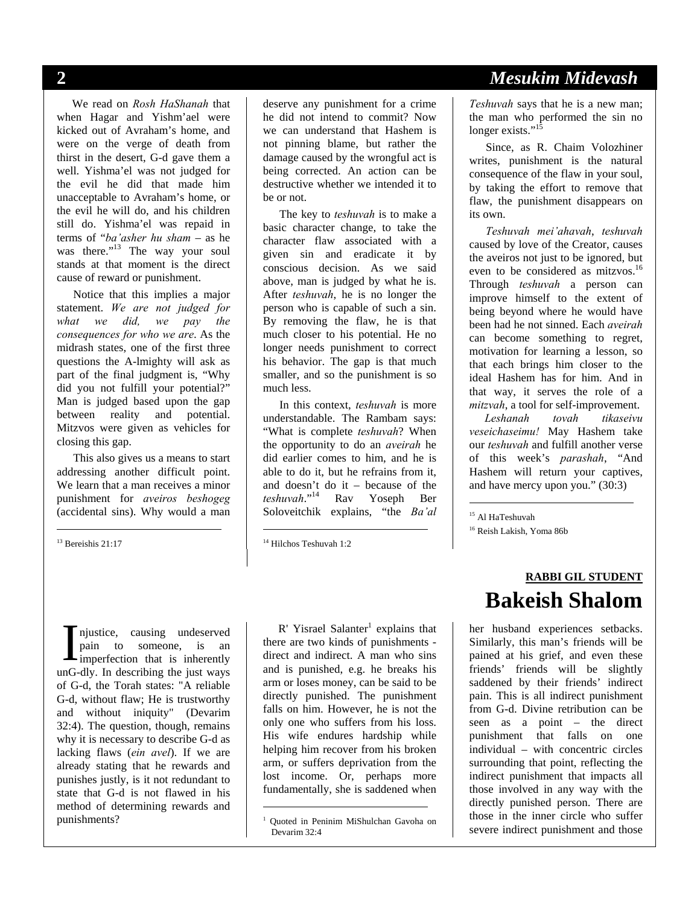We read on *Rosh HaShanah* that when Hagar and Yishm'ael were kicked out of Avraham's home, and were on the verge of death from thirst in the desert, G-d gave them a well. Yishma'el was not judged for the evil he did that made him unacceptable to Avraham's home, or the evil he will do, and his children still do. Yishma'el was repaid in terms of "*ba'asher hu sham* – as he was there."[13] The way your soul stands at that moment is the direct cause of reward or punishment.

Notice that this implies a major statement. *We are not judged for what we did, we pay the consequences for who we are*. As the midrash states, one of the first three questions the A-lmighty will ask as part of the final judgment is, "Why did you not fulfill your potential?" Man is judged based upon the gap between reality and potential. Mitzvos were given as vehicles for closing this gap.

This also gives us a means to start addressing another difficult point. We learn that a man receives a minor punishment for *aveiros beshogeg* (accidental sins). Why would a man deserve any punishment for a crime he did not intend to commit? Now we can understand that Hashem is not pinning blame, but rather the damage caused by the wrongful act is being corrected. An action can be destructive whether we intended it to be or not.

The key to *teshuvah* is to make a basic character change, to take the character flaw associated with a given sin and eradicate it by conscious decision. As we said above, man is judged by what he is. After *teshuvah*, he is no longer the person who is capable of such a sin. By removing the flaw, he is that much closer to his potential. He no longer needs punishment to correct his behavior. The gap is that much smaller, and so the punishment is so much less.

In this context, *teshuvah* is more understandable. The Rambam says: "What is complete *teshuvah*? When the opportunity to do an *aveirah* he did earlier comes to him, and he is able to do it, but he refrains from it, and doesn't do it – because of the *teshuvah*."[14] Rav Yoseph Ber Soloveitchik explains, "the *Ba'al Teshuvah* says that he is a new man; the man who performed the sin no longer exists."[15]

Since, as R. Chaim Volozhiner writes, punishment is the natural consequence of the flaw in your soul, by taking the effort to remove that flaw, the punishment disappears on its own.

*Teshuvah mei'ahavah*, *teshuvah* caused by love of the Creator, causes the aveiros not just to be ignored, but even to be considered as mitzvos.[16] Through *teshuvah* a person can improve himself to the extent of being beyond where he would have been had he not sinned. Each *aveirah* can become something to regret, motivation for learning a lesson, so that each brings him closer to the ideal Hashem has for him. And in that way, it serves the role of a *mitzvah*, a tool for self-improvement.

*Leshanah tovah tikaseivu veseichaseimu!* May Hashem take our *teshuvah* and fulfill another verse of this week's *parashah*, "And Hashem will return your captives, and have mercy upon you." (30:3)

[13] Bereishis 21:17

[14] Hilchos Teshuvah 1:2

[15] Al HaTeshuvah

[16] Reish Lakish, Yoma 86b

**RABBI GIL STUDENT**

# Bakeish Shalom

Injustice, causing undeserved pain to someone, is an imperfection that is inherently unG-dly. In describing the just ways of G-d, the Torah states: "A reliable G-d, without flaw; He is trustworthy and without iniquity" (Devarim 32:4). The question, though, remains why it is necessary to describe G-d as lacking flaws (*ein avel*). If we are already stating that he rewards and punishes justly, is it not redundant to state that G-d is not flawed in his method of determining rewards and punishments?

R' Yisrael Salanter[1] explains that there are two kinds of punishments - direct and indirect. A man who sins and is punished, e.g. he breaks his arm or loses money, can be said to be directly punished. The punishment falls on him. However, he is not the only one who suffers from his loss. His wife endures hardship while helping him recover from his broken arm, or suffers deprivation from the lost income. Or, perhaps more fundamentally, she is saddened when her husband experiences setbacks. Similarly, this man's friends will be pained at his grief, and even these friends' friends will be slightly saddened by their friends' indirect pain. This is all indirect punishment from G-d. Divine retribution can be seen as a point – the direct punishment that falls on one individual – with concentric circles surrounding that point, reflecting the indirect punishment that impacts all those involved in any way with the directly punished person. There are those in the inner circle who suffer severe indirect punishment and those

[1] Quoted in Peninim MiShulchan Gavoha on Devarim 32:4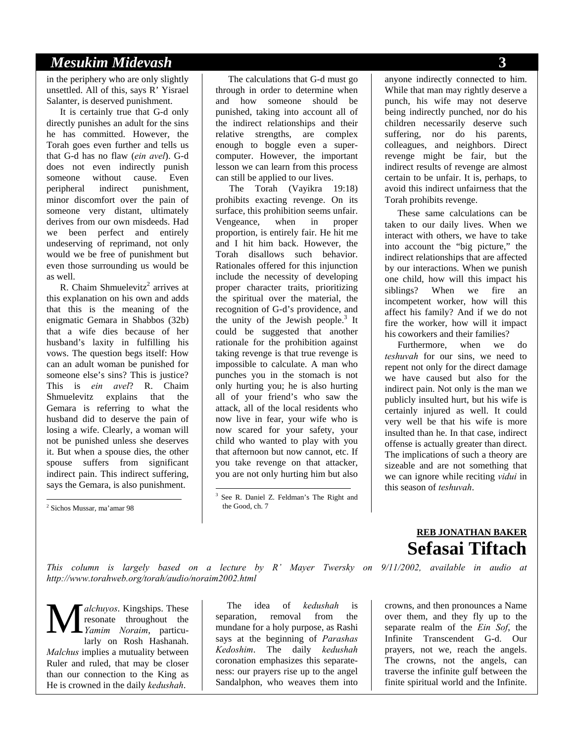in the periphery who are only slightly unsettled. All of this, says R' Yisrael Salanter, is deserved punishment.

It is certainly true that G-d only directly punishes an adult for the sins he has committed. However, the Torah goes even further and tells us that G-d has no flaw (*ein avel*). G-d does not even indirectly punish someone without cause. Even peripheral indirect punishment, minor discomfort over the pain of someone very distant, ultimately derives from our own misdeeds. Had we been perfect and entirely undeserving of reprimand, not only would we be free of punishment but even those surrounding us would be as well.

R. Chaim Shmuelevitz[2] arrives at this explanation on his own and adds that this is the meaning of the enigmatic Gemara in Shabbos (32b) that a wife dies because of her husband's laxity in fulfilling his vows. The question begs itself: How can an adult woman be punished for someone else's sins? This is justice? This is *ein avel*? R. Chaim Shmuelevitz explains that the Gemara is referring to what the husband did to deserve the pain of losing a wife. Clearly, a woman will not be punished unless she deserves it. But when a spouse dies, the other spouse suffers from significant indirect pain. This indirect suffering, says the Gemara, is also punishment.

The calculations that G-d must go through in order to determine when and how someone should be punished, taking into account all of the indirect relationships and their relative strengths, are complex enough to boggle even a super-computer. However, the important lesson we can learn from this process can still be applied to our lives.

The Torah (Vayikra 19:18) prohibits exacting revenge. On its surface, this prohibition seems unfair. Vengeance, when in proper proportion, is entirely fair. He hit me and I hit him back. However, the Torah disallows such behavior. Rationales offered for this injunction include the necessity of developing proper character traits, prioritizing the spiritual over the material, the recognition of G-d's providence, and the unity of the Jewish people.[3] It could be suggested that another rationale for the prohibition against taking revenge is that true revenge is impossible to calculate. A man who punches you in the stomach is not only hurting you; he is also hurting all of your friend's who saw the attack, all of the local residents who now live in fear, your wife who is now scared for your safety, your child who wanted to play with you that afternoon but now cannot, etc. If you take revenge on that attacker, you are not only hurting him but also anyone indirectly connected to him. While that man may rightly deserve a punch, his wife may not deserve being indirectly punched, nor do his children necessarily deserve such suffering, nor do his parents, colleagues, and neighbors. Direct revenge might be fair, but the indirect results of revenge are almost certain to be unfair. It is, perhaps, to avoid this indirect unfairness that the Torah prohibits revenge.

These same calculations can be taken to our daily lives. When we interact with others, we have to take into account the "big picture," the indirect relationships that are affected by our interactions. When we punish one child, how will this impact his siblings? When we fire an incompetent worker, how will this affect his family? And if we do not fire the worker, how will it impact his coworkers and their families?

Furthermore, when we do *teshuvah* for our sins, we need to repent not only for the direct damage we have caused but also for the indirect pain. Not only is the man we publicly insulted hurt, but his wife is certainly injured as well. It could very well be that his wife is more insulted than he. In that case, indirect offense is actually greater than direct. The implications of such a theory are sizeable and are not something that we can ignore while reciting *vidui* in this season of *teshuvah*.

[2] Sichos Mussar, ma'amar 98

[3] See R. Daniel Z. Feldman's The Right and the Good, ch. 7

**REB JONATHAN BAKER**

# Sefasai Tiftach

*This column is largely based on a lecture by R' Mayer Twersky on 9/11/2002, available in audio at http://www.torahweb.org/torah/audio/noraim2002.html*

*Malchuyos*. Kingships. These resonate throughout the *Yamim Noraim*, particularly on Rosh Hashanah. *Malchus* implies a mutuality between Ruler and ruled, that may be closer than our connection to the King as He is crowned in the daily *kedushah*.

The idea of *kedushah* is separation, removal from the mundane for a holy purpose, as Rashi says at the beginning of *Parashas Kedoshim*. The daily *kedushah* coronation emphasizes this separateness: our prayers rise up to the angel Sandalphon, who weaves them into crowns, and then pronounces a Name over them, and they fly up to the separate realm of the *Ein Sof*, the Infinite Transcendent G-d. Our prayers, not we, reach the angels. The crowns, not the angels, can traverse the infinite gulf between the finite spiritual world and the Infinite.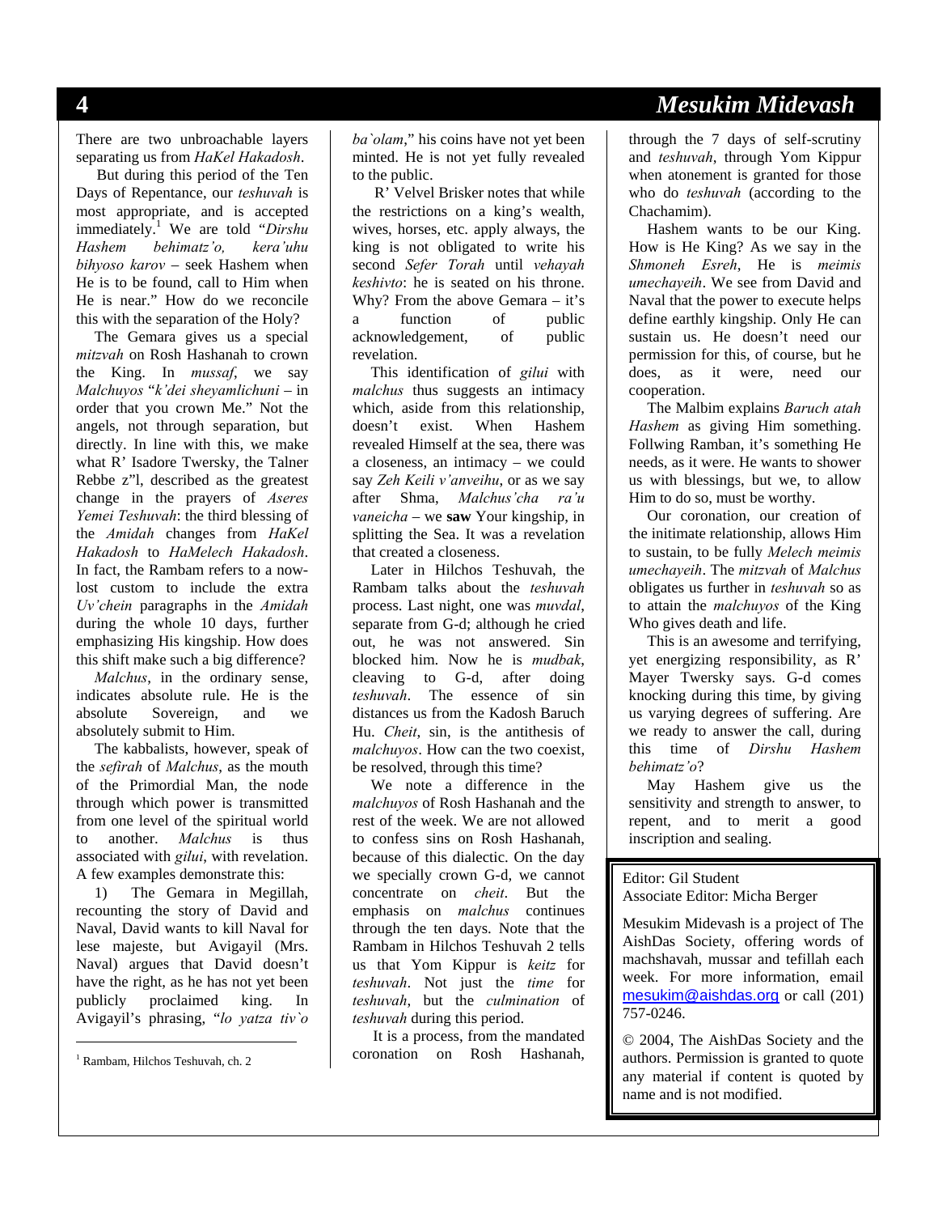There are two unbroachable layers separating us from *HaKel Hakadosh*.

But during this period of the Ten Days of Repentance, our *teshuvah* is most appropriate, and is accepted immediately.[1] We are told "*Dirshu Hashem behimatz'o, kera'uhu bihyoso karov* – seek Hashem when He is to be found, call to Him when He is near." How do we reconcile this with the separation of the Holy?

The Gemara gives us a special *mitzvah* on Rosh Hashanah to crown the King. In *mussaf*, we say *Malchuyos* "*k'dei sheyamlichuni* – in order that you crown Me." Not the angels, not through separation, but directly. In line with this, we make what R' Isadore Twersky, the Talner Rebbe z"l, described as the greatest change in the prayers of *Aseres Yemei Teshuvah*: the third blessing of the *Amidah* changes from *HaKel Hakadosh* to *HaMelech Hakadosh*. In fact, the Rambam refers to a now-lost custom to include the extra *Uv'chein* paragraphs in the *Amidah* during the whole 10 days, further emphasizing His kingship. How does this shift make such a big difference?

*Malchus*, in the ordinary sense, indicates absolute rule. He is the absolute Sovereign, and we absolutely submit to Him.

The kabbalists, however, speak of the *sefirah* of *Malchus*, as the mouth of the Primordial Man, the node through which power is transmitted from one level of the spiritual world to another. *Malchus* is thus associated with *gilui*, with revelation. A few examples demonstrate this:

1) The Gemara in Megillah, recounting the story of David and Naval, David wants to kill Naval for lese majeste, but Avigayil (Mrs. Naval) argues that David doesn't have the right, as he has not yet been publicly proclaimed king. In Avigayil's phrasing, "*lo yatza tiv`o ba`olam*," his coins have not yet been minted. He is not yet fully revealed to the public.

R' Velvel Brisker notes that while the restrictions on a king's wealth, wives, horses, etc. apply always, the king is not obligated to write his second *Sefer Torah* until *vehayah keshivto*: he is seated on his throne. Why? From the above Gemara – it's a function of public acknowledgement, of public revelation.

This identification of *gilui* with *malchus* thus suggests an intimacy which, aside from this relationship, doesn't exist. When Hashem revealed Himself at the sea, there was a closeness, an intimacy – we could say *Zeh Keili v'anveihu*, or as we say after Shma, *Malchus'cha ra'u vaneicha* – we **saw** Your kingship, in splitting the Sea. It was a revelation that created a closeness.

Later in Hilchos Teshuvah, the Rambam talks about the *teshuvah* process. Last night, one was *muvdal*, separate from G-d; although he cried out, he was not answered. Sin blocked him. Now he is *mudbak*, cleaving to G-d, after doing *teshuvah*. The essence of sin distances us from the Kadosh Baruch Hu. *Cheit*, sin, is the antithesis of *malchuyos*. How can the two coexist, be resolved, through this time?

We note a difference in the *malchuyos* of Rosh Hashanah and the rest of the week. We are not allowed to confess sins on Rosh Hashanah, because of this dialectic. On the day we specially crown G-d, we cannot concentrate on *cheit*. But the emphasis on *malchus* continues through the ten days. Note that the Rambam in Hilchos Teshuvah 2 tells us that Yom Kippur is *keitz* for *teshuvah*. Not just the *time* for *teshuvah*, but the *culmination* of *teshuvah* during this period.

It is a process, from the mandated coronation on Rosh Hashanah, through the 7 days of self-scrutiny and *teshuvah*, through Yom Kippur when atonement is granted for those who do *teshuvah* (according to the Chachamim).

Hashem wants to be our King. How is He King? As we say in the *Shmoneh Esreh*, He is *meimis umechayeih*. We see from David and Naval that the power to execute helps define earthly kingship. Only He can sustain us. He doesn't need our permission for this, of course, but he does, as it were, need our cooperation.

The Malbim explains *Baruch atah Hashem* as giving Him something. Follwing Ramban, it's something He needs, as it were. He wants to shower us with blessings, but we, to allow Him to do so, must be worthy.

Our coronation, our creation of the initimate relationship, allows Him to sustain, to be fully *Melech meimis umechayeih*. The *mitzvah* of *Malchus* obligates us further in *teshuvah* so as to attain the *malchuyos* of the King Who gives death and life.

This is an awesome and terrifying, yet energizing responsibility, as R' Mayer Twersky says. G-d comes knocking during this time, by giving us varying degrees of suffering. Are we ready to answer the call, during this time of *Dirshu Hashem behimatz'o*?

May Hashem give us the sensitivity and strength to answer, to repent, and to merit a good inscription and sealing.

[1] Rambam, Hilchos Teshuvah, ch. 2

---

Editor: Gil Student
Associate Editor: Micha Berger

Mesukim Midevash is a project of The AishDas Society, offering words of machshavah, mussar and tefillah each week. For more information, email mesukim@aishdas.org or call (201) 757-0246.

© 2004, The AishDas Society and the authors. Permission is granted to quote any material if content is quoted by name and is not modified.